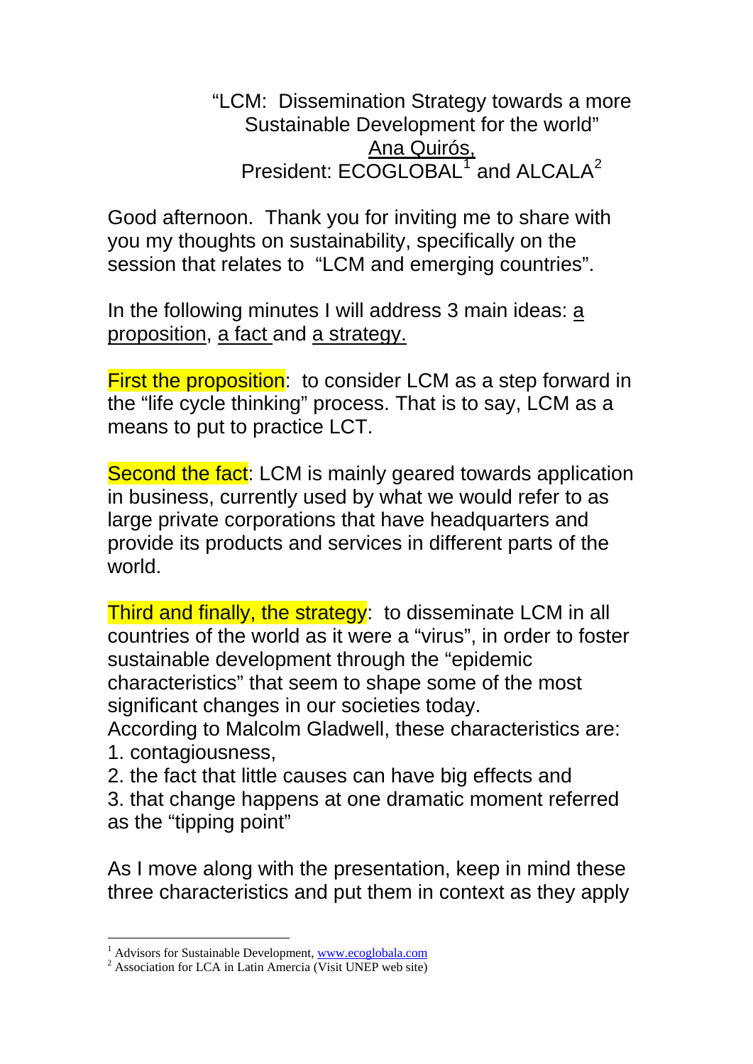# "LCM: Dissemination Strategy towards a more Sustainable Development for the world"

Ana Quirós,
President: ECOGLOBAL[1] and ALCALA[2]

Good afternoon. Thank you for inviting me to share with you my thoughts on sustainability, specifically on the session that relates to "LCM and emerging countries".

In the following minutes I will address 3 main ideas: a proposition, a fact and a strategy.

First the proposition: to consider LCM as a step forward in the "life cycle thinking" process. That is to say, LCM as a means to put to practice LCT.

Second the fact: LCM is mainly geared towards application in business, currently used by what we would refer to as large private corporations that have headquarters and provide its products and services in different parts of the world.

Third and finally, the strategy: to disseminate LCM in all countries of the world as it were a "virus", in order to foster sustainable development through the "epidemic characteristics" that seem to shape some of the most significant changes in our societies today.
According to Malcolm Gladwell, these characteristics are:
1. contagiousness,
2. the fact that little causes can have big effects and
3. that change happens at one dramatic moment referred as the "tipping point"

As I move along with the presentation, keep in mind these three characteristics and put them in context as they apply

---

[1] Advisors for Sustainable Development, www.ecoglobala.com
[2] Association for LCA in Latin Amercia (Visit UNEP web site)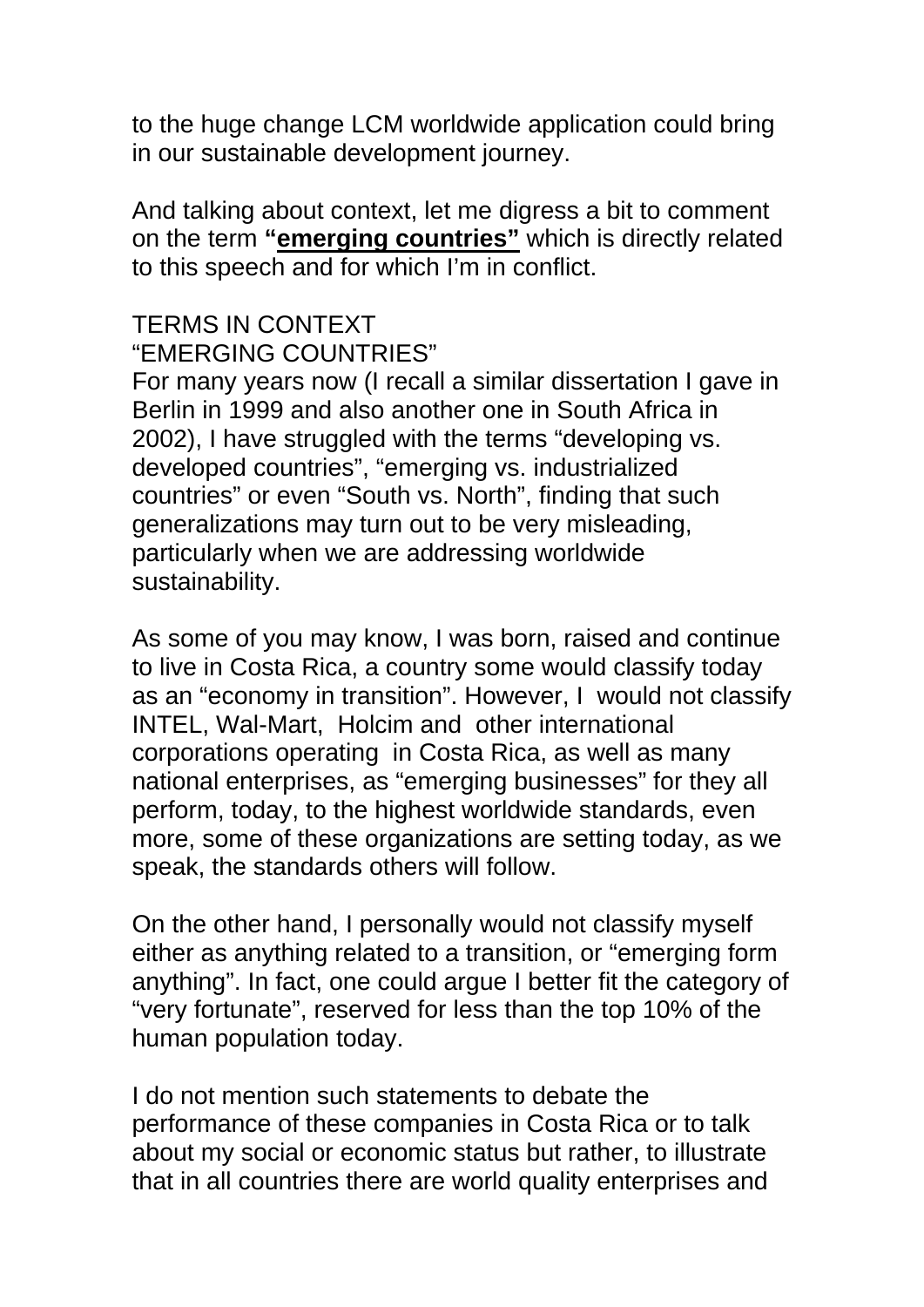to the huge change LCM worldwide application could bring in our sustainable development journey.

And talking about context, let me digress a bit to comment on the term **<u>"emerging countries"</u>** which is directly related to this speech and for which I'm in conflict.

TERMS IN CONTEXT
"EMERGING COUNTRIES"
For many years now (I recall a similar dissertation I gave in Berlin in 1999 and also another one in South Africa in 2002), I have struggled with the terms "developing vs. developed countries", "emerging vs. industrialized countries" or even "South vs. North", finding that such generalizations may turn out to be very misleading, particularly when we are addressing worldwide sustainability.

As some of you may know, I was born, raised and continue to live in Costa Rica, a country some would classify today as an "economy in transition". However, I would not classify INTEL, Wal-Mart, Holcim and other international corporations operating in Costa Rica, as well as many national enterprises, as "emerging businesses" for they all perform, today, to the highest worldwide standards, even more, some of these organizations are setting today, as we speak, the standards others will follow.

On the other hand, I personally would not classify myself either as anything related to a transition, or "emerging form anything". In fact, one could argue I better fit the category of "very fortunate", reserved for less than the top 10% of the human population today.

I do not mention such statements to debate the performance of these companies in Costa Rica or to talk about my social or economic status but rather, to illustrate that in all countries there are world quality enterprises and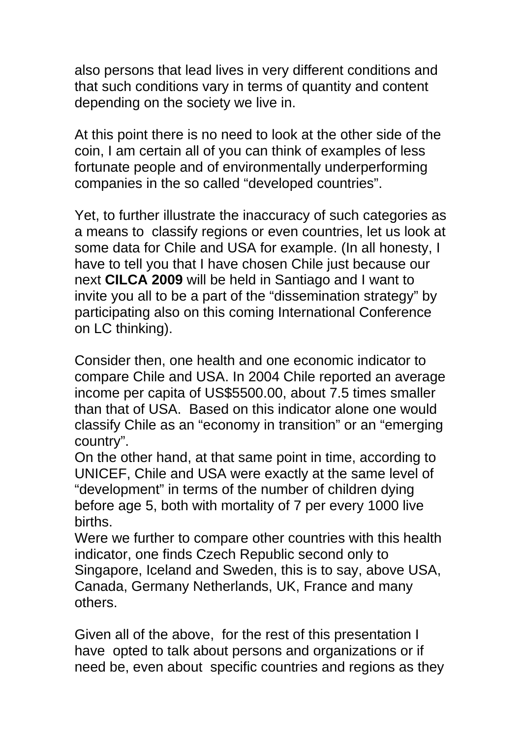also persons that lead lives in very different conditions and that such conditions vary in terms of quantity and content depending on the society we live in.

At this point there is no need to look at the other side of the coin, I am certain all of you can think of examples of less fortunate people and of environmentally underperforming companies in the so called “developed countries”.

Yet, to further illustrate the inaccuracy of such categories as a means to classify regions or even countries, let us look at some data for Chile and USA for example. (In all honesty, I have to tell you that I have chosen Chile just because our next **CILCA 2009** will be held in Santiago and I want to invite you all to be a part of the “dissemination strategy” by participating also on this coming International Conference on LC thinking).

Consider then, one health and one economic indicator to compare Chile and USA. In 2004 Chile reported an average income per capita of US$5500.00, about 7.5 times smaller than that of USA. Based on this indicator alone one would classify Chile as an “economy in transition” or an “emerging country”.
On the other hand, at that same point in time, according to UNICEF, Chile and USA were exactly at the same level of “development” in terms of the number of children dying before age 5, both with mortality of 7 per every 1000 live births.
Were we further to compare other countries with this health indicator, one finds Czech Republic second only to Singapore, Iceland and Sweden, this is to say, above USA, Canada, Germany Netherlands, UK, France and many others.

Given all of the above, for the rest of this presentation I have opted to talk about persons and organizations or if need be, even about specific countries and regions as they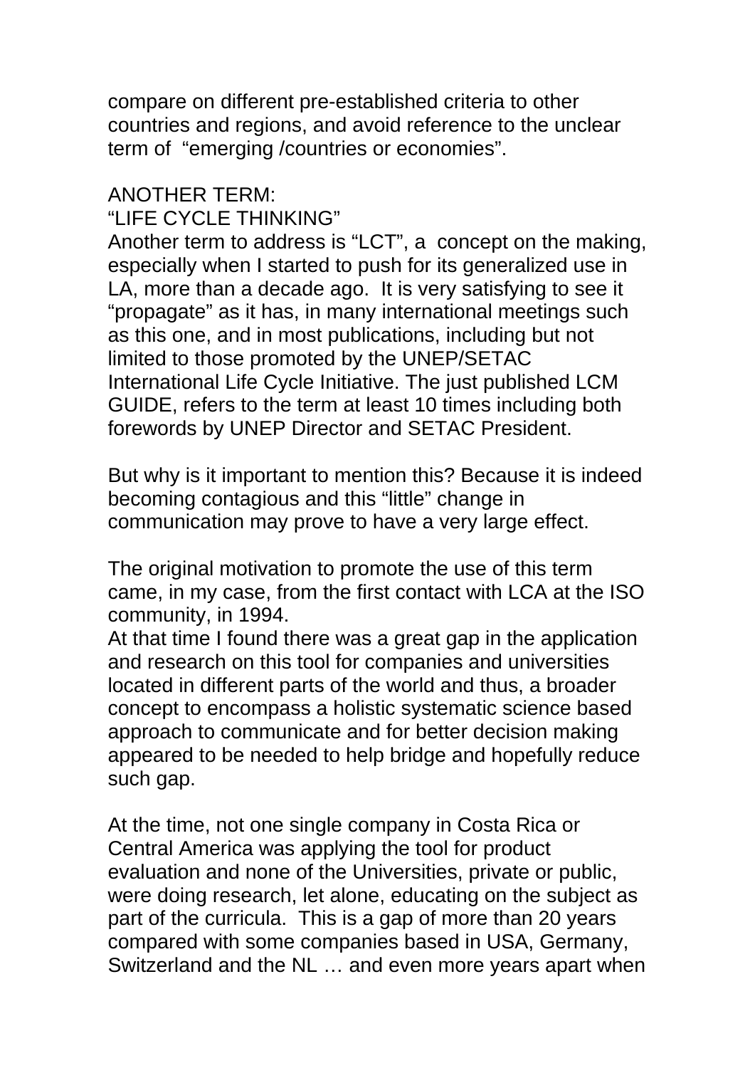compare on different pre-established criteria to other countries and regions, and avoid reference to the unclear term of "emerging /countries or economies".

ANOTHER TERM:
"LIFE CYCLE THINKING"

Another term to address is "LCT", a concept on the making, especially when I started to push for its generalized use in LA, more than a decade ago. It is very satisfying to see it "propagate" as it has, in many international meetings such as this one, and in most publications, including but not limited to those promoted by the UNEP/SETAC International Life Cycle Initiative. The just published LCM GUIDE, refers to the term at least 10 times including both forewords by UNEP Director and SETAC President.

But why is it important to mention this? Because it is indeed becoming contagious and this "little" change in communication may prove to have a very large effect.

The original motivation to promote the use of this term came, in my case, from the first contact with LCA at the ISO community, in 1994.

At that time I found there was a great gap in the application and research on this tool for companies and universities located in different parts of the world and thus, a broader concept to encompass a holistic systematic science based approach to communicate and for better decision making appeared to be needed to help bridge and hopefully reduce such gap.

At the time, not one single company in Costa Rica or Central America was applying the tool for product evaluation and none of the Universities, private or public, were doing research, let alone, educating on the subject as part of the curricula. This is a gap of more than 20 years compared with some companies based in USA, Germany, Switzerland and the NL … and even more years apart when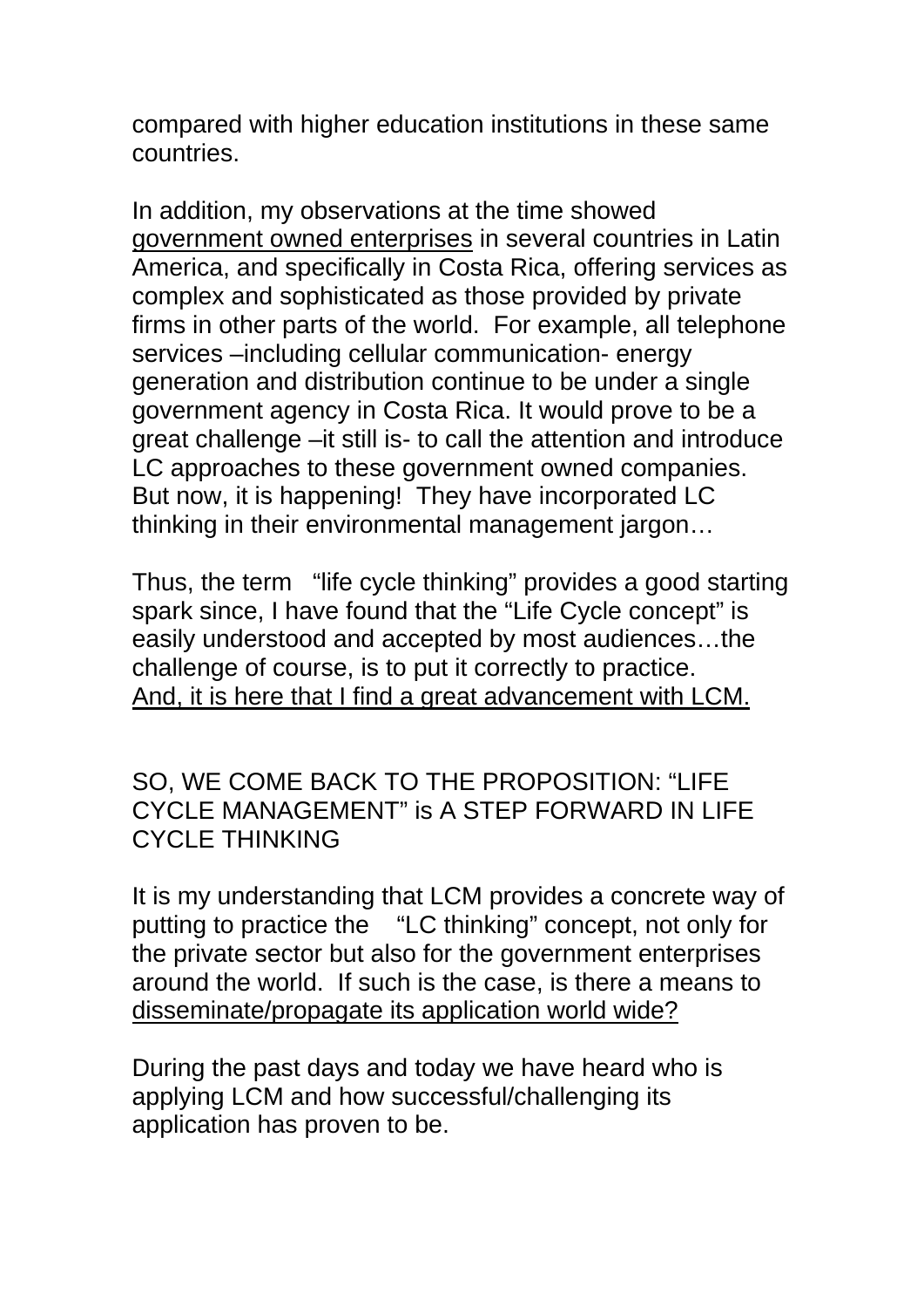compared with higher education institutions in these same countries.

In addition, my observations at the time showed <u>government owned enterprises</u> in several countries in Latin America, and specifically in Costa Rica, offering services as complex and sophisticated as those provided by private firms in other parts of the world. For example, all telephone services –including cellular communication- energy generation and distribution continue to be under a single government agency in Costa Rica. It would prove to be a great challenge –it still is- to call the attention and introduce LC approaches to these government owned companies. But now, it is happening! They have incorporated LC thinking in their environmental management jargon…

Thus, the term "life cycle thinking" provides a good starting spark since, I have found that the "Life Cycle concept" is easily understood and accepted by most audiences…the challenge of course, is to put it correctly to practice. <u>And, it is here that I find a great advancement with LCM.</u>

SO, WE COME BACK TO THE PROPOSITION: "LIFE CYCLE MANAGEMENT" is A STEP FORWARD IN LIFE CYCLE THINKING

It is my understanding that LCM provides a concrete way of putting to practice the "LC thinking" concept, not only for the private sector but also for the government enterprises around the world. If such is the case, is there a means to <u>disseminate/propagate its application world wide?</u>

During the past days and today we have heard who is applying LCM and how successful/challenging its application has proven to be.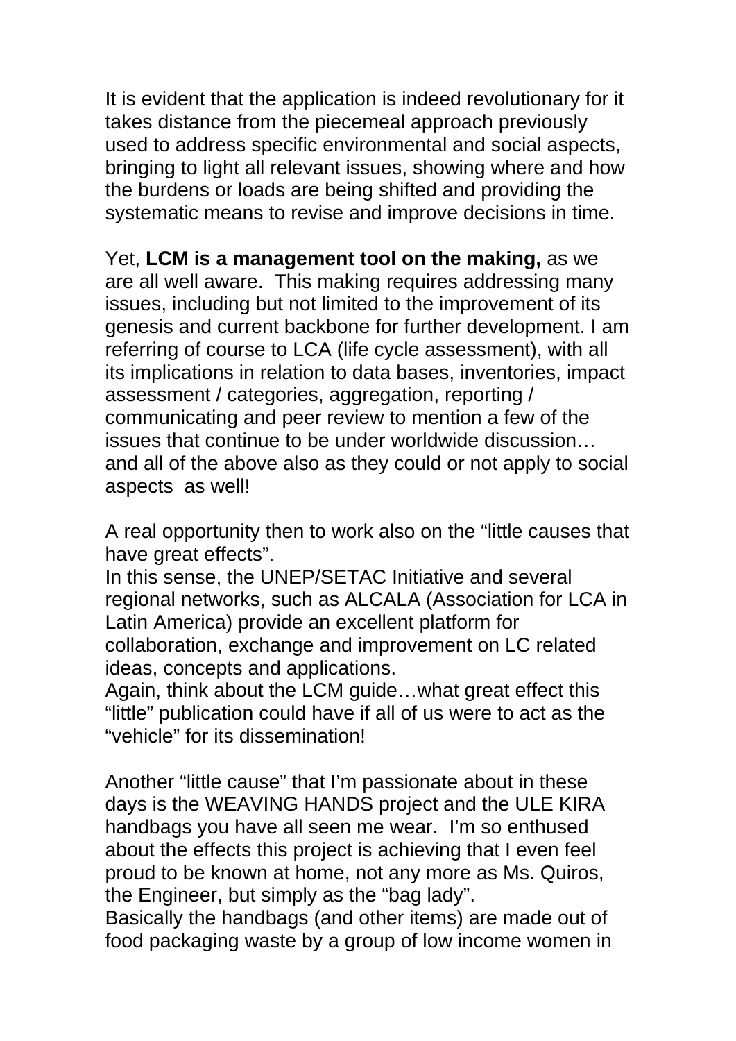It is evident that the application is indeed revolutionary for it takes distance from the piecemeal approach previously used to address specific environmental and social aspects, bringing to light all relevant issues, showing where and how the burdens or loads are being shifted and providing the systematic means to revise and improve decisions in time.

Yet, **LCM is a management tool on the making,** as we are all well aware. This making requires addressing many issues, including but not limited to the improvement of its genesis and current backbone for further development. I am referring of course to LCA (life cycle assessment), with all its implications in relation to data bases, inventories, impact assessment / categories, aggregation, reporting / communicating and peer review to mention a few of the issues that continue to be under worldwide discussion… and all of the above also as they could or not apply to social aspects as well!

A real opportunity then to work also on the "little causes that have great effects".
In this sense, the UNEP/SETAC Initiative and several regional networks, such as ALCALA (Association for LCA in Latin America) provide an excellent platform for collaboration, exchange and improvement on LC related ideas, concepts and applications.
Again, think about the LCM guide…what great effect this "little" publication could have if all of us were to act as the "vehicle" for its dissemination!

Another "little cause" that I'm passionate about in these days is the WEAVING HANDS project and the ULE KIRA handbags you have all seen me wear. I'm so enthused about the effects this project is achieving that I even feel proud to be known at home, not any more as Ms. Quiros, the Engineer, but simply as the "bag lady".
Basically the handbags (and other items) are made out of food packaging waste by a group of low income women in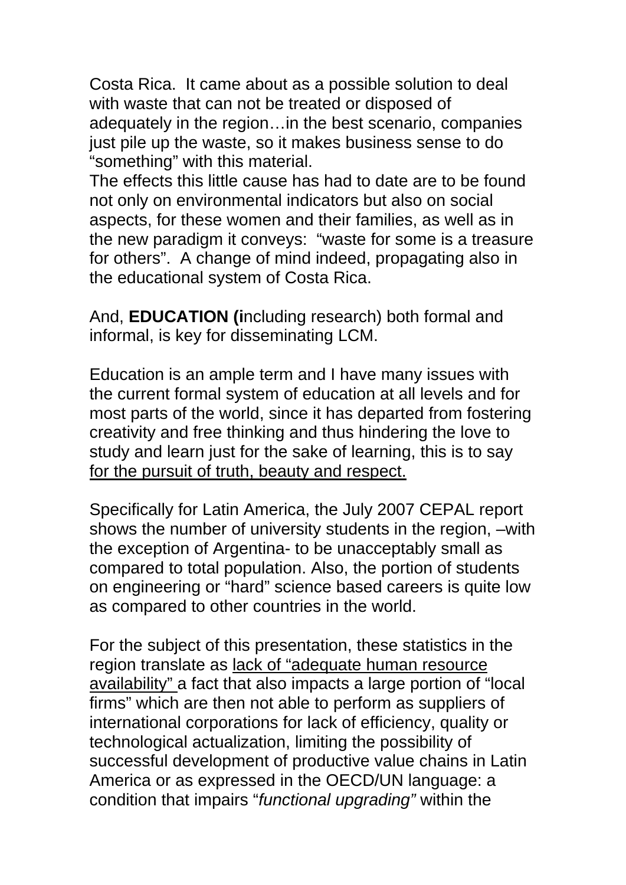Costa Rica. It came about as a possible solution to deal with waste that can not be treated or disposed of adequately in the region…in the best scenario, companies just pile up the waste, so it makes business sense to do “something” with this material.
The effects this little cause has had to date are to be found not only on environmental indicators but also on social aspects, for these women and their families, as well as in the new paradigm it conveys: “waste for some is a treasure for others”. A change of mind indeed, propagating also in the educational system of Costa Rica.

And, **EDUCATION (i**ncluding research) both formal and informal, is key for disseminating LCM.

Education is an ample term and I have many issues with the current formal system of education at all levels and for most parts of the world, since it has departed from fostering creativity and free thinking and thus hindering the love to study and learn just for the sake of learning, this is to say <u>for the pursuit of truth, beauty and respect.</u>

Specifically for Latin America, the July 2007 CEPAL report shows the number of university students in the region, –with the exception of Argentina- to be unacceptably small as compared to total population. Also, the portion of students on engineering or “hard” science based careers is quite low as compared to other countries in the world.

For the subject of this presentation, these statistics in the region translate as <u>lack of “adequate human resource availability”</u> a fact that also impacts a large portion of “local firms” which are then not able to perform as suppliers of international corporations for lack of efficiency, quality or technological actualization, limiting the possibility of successful development of productive value chains in Latin America or as expressed in the OECD/UN language: a condition that impairs “*functional upgrading”* within the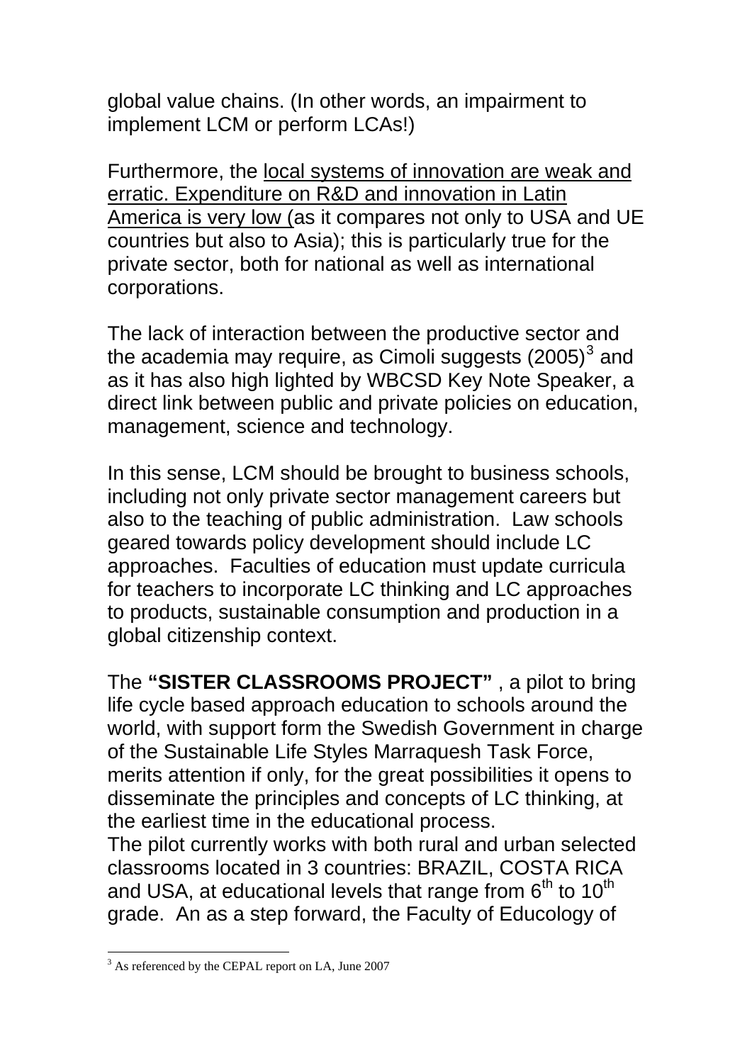global value chains. (In other words, an impairment to implement LCM or perform LCAs!)

Furthermore, the <u>local systems of innovation are weak and erratic. Expenditure on R&D and innovation in Latin America is very low (</u>as it compares not only to USA and UE countries but also to Asia); this is particularly true for the private sector, both for national as well as international corporations.

The lack of interaction between the productive sector and the academia may require, as Cimoli suggests (2005)[3] and as it has also high lighted by WBCSD Key Note Speaker, a direct link between public and private policies on education, management, science and technology.

In this sense, LCM should be brought to business schools, including not only private sector management careers but also to the teaching of public administration. Law schools geared towards policy development should include LC approaches. Faculties of education must update curricula for teachers to incorporate LC thinking and LC approaches to products, sustainable consumption and production in a global citizenship context.

The **"SISTER CLASSROOMS PROJECT"** , a pilot to bring life cycle based approach education to schools around the world, with support form the Swedish Government in charge of the Sustainable Life Styles Marraquesh Task Force, merits attention if only, for the great possibilities it opens to disseminate the principles and concepts of LC thinking, at the earliest time in the educational process.
The pilot currently works with both rural and urban selected classrooms located in 3 countries: BRAZIL, COSTA RICA and USA, at educational levels that range from 6th to 10th grade. An as a step forward, the Faculty of Educology of

---

[3] As referenced by the CEPAL report on LA, June 2007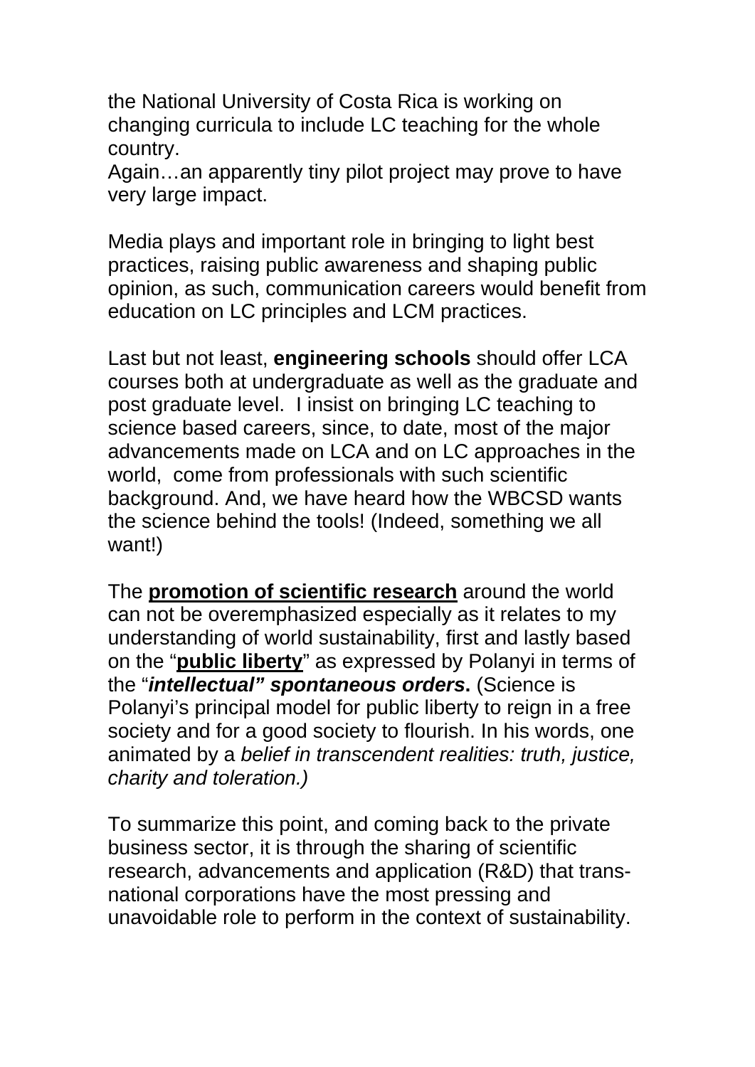the National University of Costa Rica is working on changing curricula to include LC teaching for the whole country.
Again…an apparently tiny pilot project may prove to have very large impact.

Media plays and important role in bringing to light best practices, raising public awareness and shaping public opinion, as such, communication careers would benefit from education on LC principles and LCM practices.

Last but not least, **engineering schools** should offer LCA courses both at undergraduate as well as the graduate and post graduate level. I insist on bringing LC teaching to science based careers, since, to date, most of the major advancements made on LCA and on LC approaches in the world, come from professionals with such scientific background. And, we have heard how the WBCSD wants the science behind the tools! (Indeed, something we all want!)

The <u>**promotion of scientific research**</u> around the world can not be overemphasized especially as it relates to my understanding of world sustainability, first and lastly based on the "<u>**public liberty**</u>" as expressed by Polanyi in terms of the "***intellectual" spontaneous orders*. (Science is Polanyi's principal model for public liberty to reign in a free society and for a good society to flourish. In his words, one animated by a *belief in transcendent realities: truth, justice, charity and toleration.)***

To summarize this point, and coming back to the private business sector, it is through the sharing of scientific research, advancements and application (R&D) that trans-national corporations have the most pressing and unavoidable role to perform in the context of sustainability.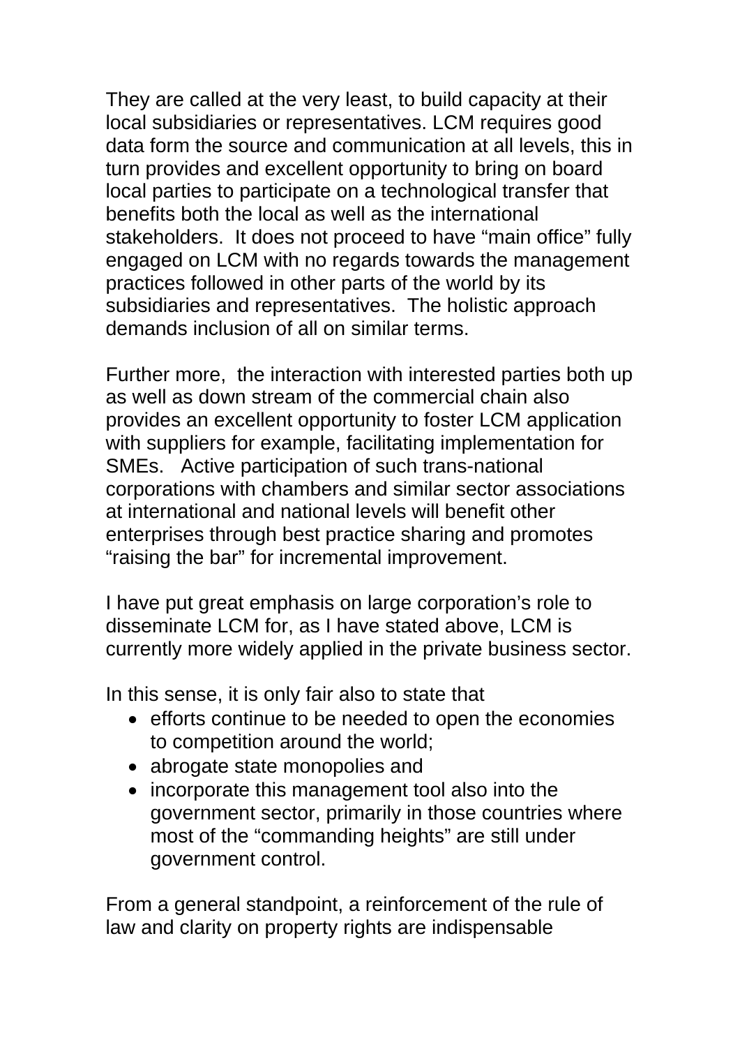They are called at the very least, to build capacity at their local subsidiaries or representatives. LCM requires good data form the source and communication at all levels, this in turn provides and excellent opportunity to bring on board local parties to participate on a technological transfer that benefits both the local as well as the international stakeholders. It does not proceed to have "main office" fully engaged on LCM with no regards towards the management practices followed in other parts of the world by its subsidiaries and representatives. The holistic approach demands inclusion of all on similar terms.

Further more, the interaction with interested parties both up as well as down stream of the commercial chain also provides an excellent opportunity to foster LCM application with suppliers for example, facilitating implementation for SMEs. Active participation of such trans-national corporations with chambers and similar sector associations at international and national levels will benefit other enterprises through best practice sharing and promotes "raising the bar" for incremental improvement.

I have put great emphasis on large corporation's role to disseminate LCM for, as I have stated above, LCM is currently more widely applied in the private business sector.

In this sense, it is only fair also to state that

- efforts continue to be needed to open the economies to competition around the world;
- abrogate state monopolies and
- incorporate this management tool also into the government sector, primarily in those countries where most of the "commanding heights" are still under government control.

From a general standpoint, a reinforcement of the rule of law and clarity on property rights are indispensable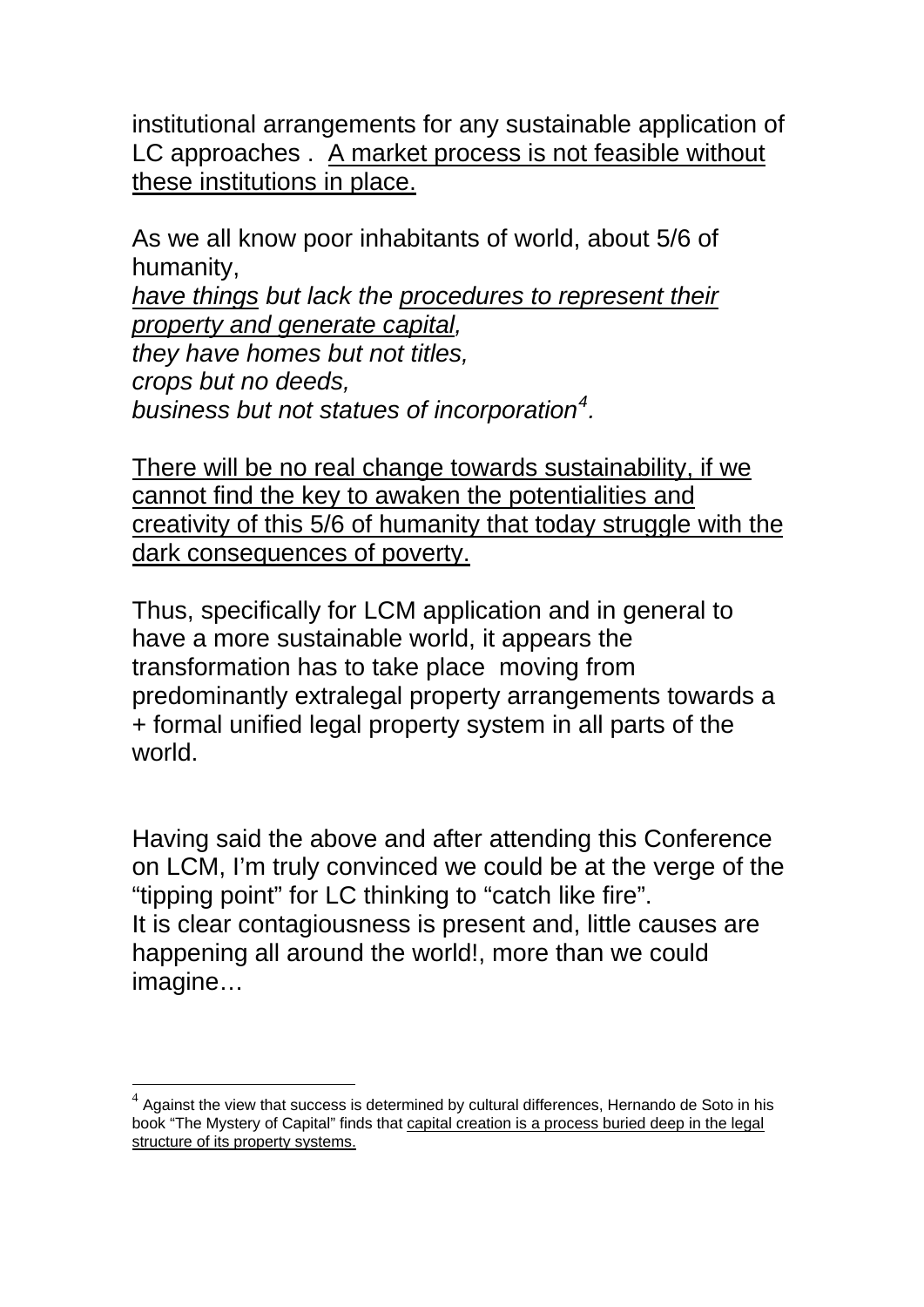institutional arrangements for any sustainable application of LC approaches . <u>A market process is not feasible without these institutions in place.</u>

As we all know poor inhabitants of world, about 5/6 of humanity,
*<u>have things</u> but lack the <u>procedures to represent their property and generate capital</u>,*
*they have homes but not titles,*
*crops but no deeds,*
*business but not statues of incorporation[4].*

<u>There will be no real change towards sustainability, if we cannot find the key to awaken the potentialities and creativity of this 5/6 of humanity that today struggle with the dark consequences of poverty.</u>

Thus, specifically for LCM application and in general to have a more sustainable world, it appears the transformation has to take place moving from predominantly extralegal property arrangements towards a + formal unified legal property system in all parts of the world.

Having said the above and after attending this Conference on LCM, I'm truly convinced we could be at the verge of the "tipping point" for LC thinking to "catch like fire".
It is clear contagiousness is present and, little causes are happening all around the world!, more than we could imagine…

---

[4] Against the view that success is determined by cultural differences, Hernando de Soto in his book "The Mystery of Capital" finds that <u>capital creation is a process buried deep in the legal structure of its property systems.</u>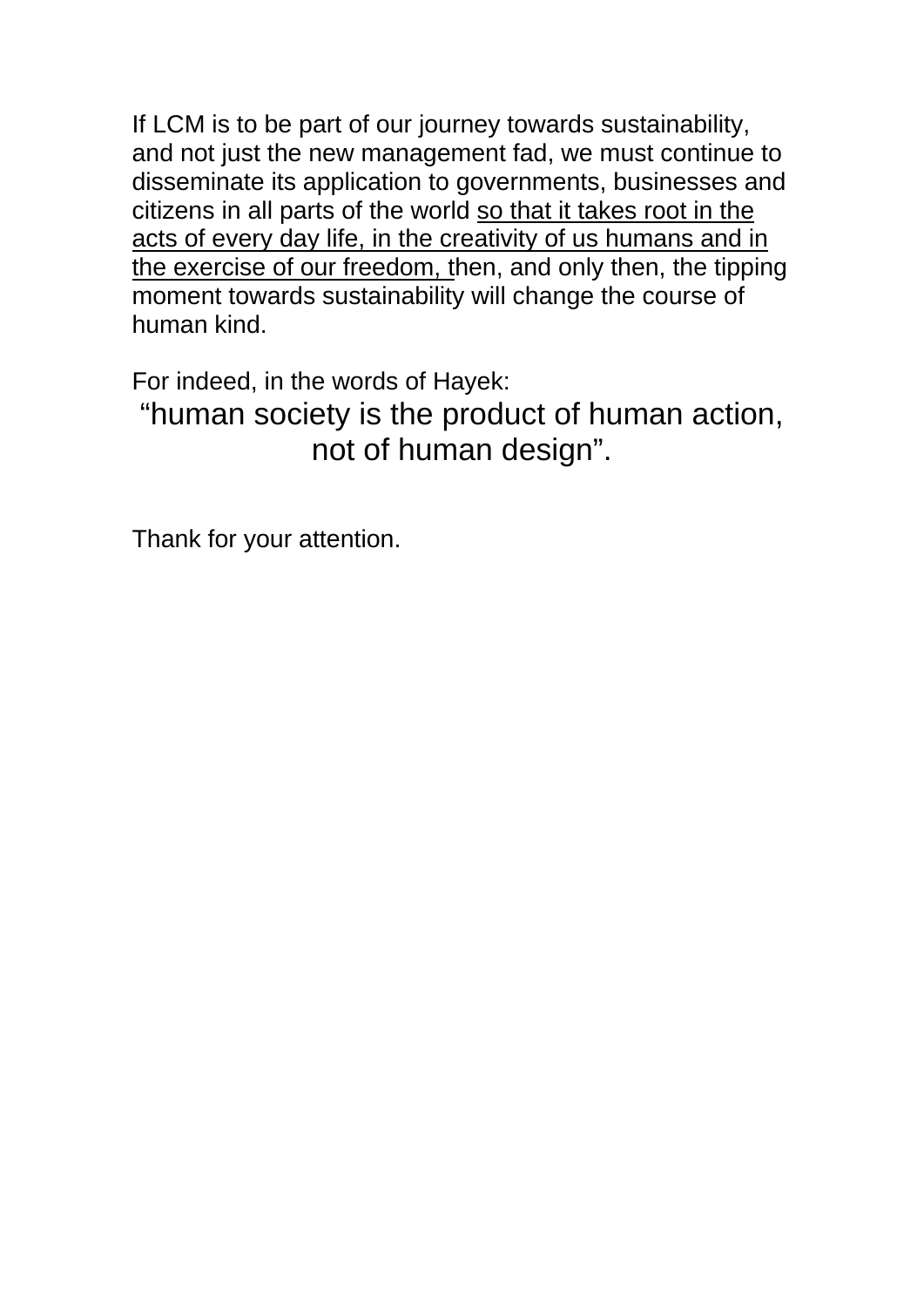If LCM is to be part of our journey towards sustainability, and not just the new management fad, we must continue to disseminate its application to governments, businesses and citizens in all parts of the world <u>so that it takes root in the acts of every day life, in the creativity of us humans and in the exercise of our freedom, t</u>hen, and only then, the tipping moment towards sustainability will change the course of human kind.

For indeed, in the words of Hayek:

> “human society is the product of human action, not of human design”.

Thank for your attention.